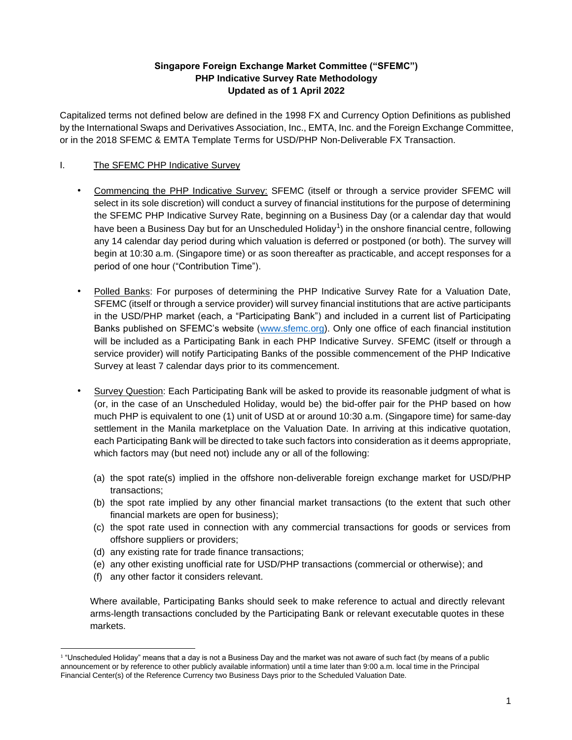**Singapore Foreign Exchange Market Committee ("SFEMC")**
**PHP Indicative Survey Rate Methodology**
**Updated as of 1 April 2022**

Capitalized terms not defined below are defined in the 1998 FX and Currency Option Definitions as published by the International Swaps and Derivatives Association, Inc., EMTA, Inc. and the Foreign Exchange Committee, or in the 2018 SFEMC & EMTA Template Terms for USD/PHP Non-Deliverable FX Transaction.

## I. The SFEMC PHP Indicative Survey

- Commencing the PHP Indicative Survey: SFEMC (itself or through a service provider SFEMC will select in its sole discretion) will conduct a survey of financial institutions for the purpose of determining the SFEMC PHP Indicative Survey Rate, beginning on a Business Day (or a calendar day that would have been a Business Day but for an Unscheduled Holiday[1]) in the onshore financial centre, following any 14 calendar day period during which valuation is deferred or postponed (or both). The survey will begin at 10:30 a.m. (Singapore time) or as soon thereafter as practicable, and accept responses for a period of one hour ("Contribution Time").

- Polled Banks: For purposes of determining the PHP Indicative Survey Rate for a Valuation Date, SFEMC (itself or through a service provider) will survey financial institutions that are active participants in the USD/PHP market (each, a "Participating Bank") and included in a current list of Participating Banks published on SFEMC's website (www.sfemc.org). Only one office of each financial institution will be included as a Participating Bank in each PHP Indicative Survey. SFEMC (itself or through a service provider) will notify Participating Banks of the possible commencement of the PHP Indicative Survey at least 7 calendar days prior to its commencement.

- Survey Question: Each Participating Bank will be asked to provide its reasonable judgment of what is (or, in the case of an Unscheduled Holiday, would be) the bid-offer pair for the PHP based on how much PHP is equivalent to one (1) unit of USD at or around 10:30 a.m. (Singapore time) for same-day settlement in the Manila marketplace on the Valuation Date. In arriving at this indicative quotation, each Participating Bank will be directed to take such factors into consideration as it deems appropriate, which factors may (but need not) include any or all of the following:

  (a) the spot rate(s) implied in the offshore non-deliverable foreign exchange market for USD/PHP transactions;
  (b) the spot rate implied by any other financial market transactions (to the extent that such other financial markets are open for business);
  (c) the spot rate used in connection with any commercial transactions for goods or services from offshore suppliers or providers;
  (d) any existing rate for trade finance transactions;
  (e) any other existing unofficial rate for USD/PHP transactions (commercial or otherwise); and
  (f) any other factor it considers relevant.

  Where available, Participating Banks should seek to make reference to actual and directly relevant arms-length transactions concluded by the Participating Bank or relevant executable quotes in these markets.

[1] "Unscheduled Holiday" means that a day is not a Business Day and the market was not aware of such fact (by means of a public announcement or by reference to other publicly available information) until a time later than 9:00 a.m. local time in the Principal Financial Center(s) of the Reference Currency two Business Days prior to the Scheduled Valuation Date.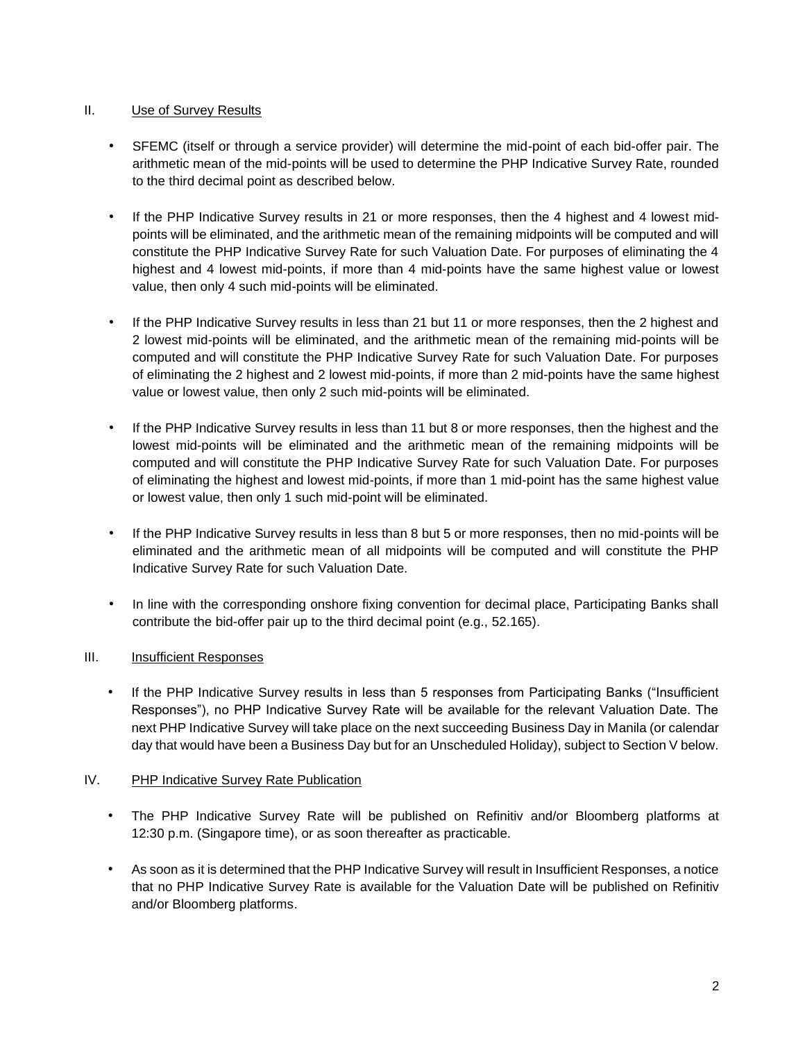## II. Use of Survey Results

- SFEMC (itself or through a service provider) will determine the mid-point of each bid-offer pair. The arithmetic mean of the mid-points will be used to determine the PHP Indicative Survey Rate, rounded to the third decimal point as described below.

- If the PHP Indicative Survey results in 21 or more responses, then the 4 highest and 4 lowest mid-points will be eliminated, and the arithmetic mean of the remaining midpoints will be computed and will constitute the PHP Indicative Survey Rate for such Valuation Date. For purposes of eliminating the 4 highest and 4 lowest mid-points, if more than 4 mid-points have the same highest value or lowest value, then only 4 such mid-points will be eliminated.

- If the PHP Indicative Survey results in less than 21 but 11 or more responses, then the 2 highest and 2 lowest mid-points will be eliminated, and the arithmetic mean of the remaining mid-points will be computed and will constitute the PHP Indicative Survey Rate for such Valuation Date. For purposes of eliminating the 2 highest and 2 lowest mid-points, if more than 2 mid-points have the same highest value or lowest value, then only 2 such mid-points will be eliminated.

- If the PHP Indicative Survey results in less than 11 but 8 or more responses, then the highest and the lowest mid-points will be eliminated and the arithmetic mean of the remaining midpoints will be computed and will constitute the PHP Indicative Survey Rate for such Valuation Date. For purposes of eliminating the highest and lowest mid-points, if more than 1 mid-point has the same highest value or lowest value, then only 1 such mid-point will be eliminated.

- If the PHP Indicative Survey results in less than 8 but 5 or more responses, then no mid-points will be eliminated and the arithmetic mean of all midpoints will be computed and will constitute the PHP Indicative Survey Rate for such Valuation Date.

- In line with the corresponding onshore fixing convention for decimal place, Participating Banks shall contribute the bid-offer pair up to the third decimal point (e.g., 52.165).

## III. Insufficient Responses

- If the PHP Indicative Survey results in less than 5 responses from Participating Banks ("Insufficient Responses"), no PHP Indicative Survey Rate will be available for the relevant Valuation Date. The next PHP Indicative Survey will take place on the next succeeding Business Day in Manila (or calendar day that would have been a Business Day but for an Unscheduled Holiday), subject to Section V below.

## IV. PHP Indicative Survey Rate Publication

- The PHP Indicative Survey Rate will be published on Refinitiv and/or Bloomberg platforms at 12:30 p.m. (Singapore time), or as soon thereafter as practicable.

- As soon as it is determined that the PHP Indicative Survey will result in Insufficient Responses, a notice that no PHP Indicative Survey Rate is available for the Valuation Date will be published on Refinitiv and/or Bloomberg platforms.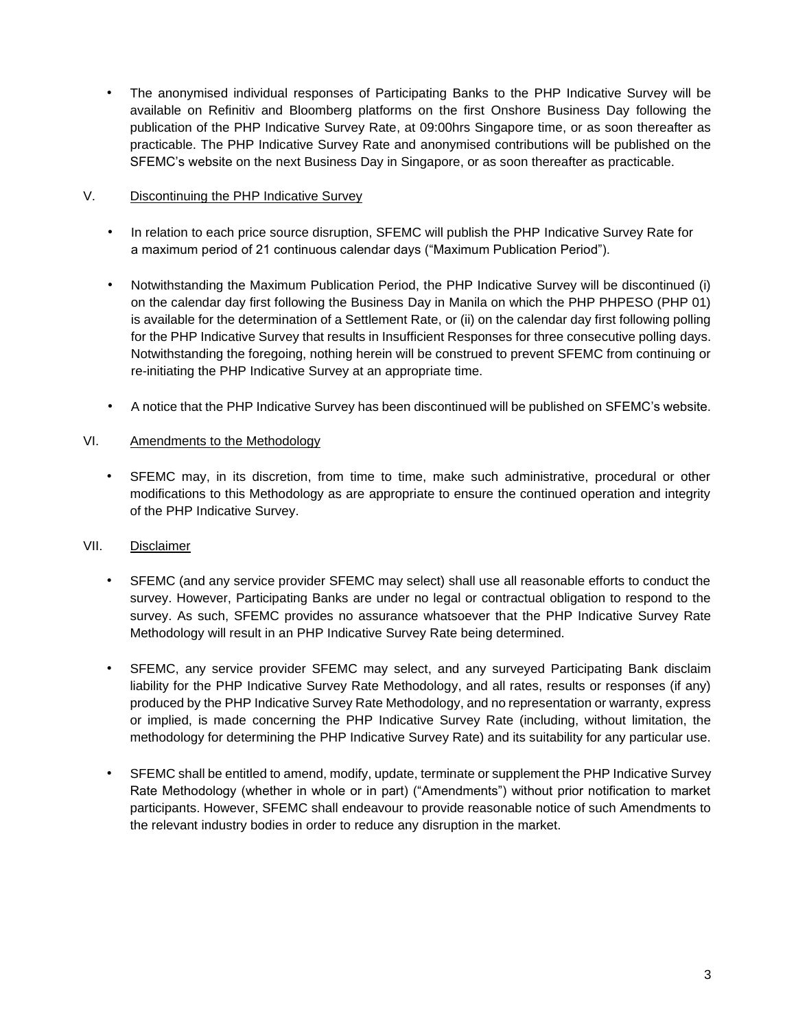- The anonymised individual responses of Participating Banks to the PHP Indicative Survey will be available on Refinitiv and Bloomberg platforms on the first Onshore Business Day following the publication of the PHP Indicative Survey Rate, at 09:00hrs Singapore time, or as soon thereafter as practicable. The PHP Indicative Survey Rate and anonymised contributions will be published on the SFEMC's website on the next Business Day in Singapore, or as soon thereafter as practicable.

## V. Discontinuing the PHP Indicative Survey

- In relation to each price source disruption, SFEMC will publish the PHP Indicative Survey Rate for a maximum period of 21 continuous calendar days ("Maximum Publication Period").

- Notwithstanding the Maximum Publication Period, the PHP Indicative Survey will be discontinued (i) on the calendar day first following the Business Day in Manila on which the PHP PHPESO (PHP 01) is available for the determination of a Settlement Rate, or (ii) on the calendar day first following polling for the PHP Indicative Survey that results in Insufficient Responses for three consecutive polling days. Notwithstanding the foregoing, nothing herein will be construed to prevent SFEMC from continuing or re-initiating the PHP Indicative Survey at an appropriate time.

- A notice that the PHP Indicative Survey has been discontinued will be published on SFEMC's website.

## VI. Amendments to the Methodology

- SFEMC may, in its discretion, from time to time, make such administrative, procedural or other modifications to this Methodology as are appropriate to ensure the continued operation and integrity of the PHP Indicative Survey.

## VII. Disclaimer

- SFEMC (and any service provider SFEMC may select) shall use all reasonable efforts to conduct the survey. However, Participating Banks are under no legal or contractual obligation to respond to the survey. As such, SFEMC provides no assurance whatsoever that the PHP Indicative Survey Rate Methodology will result in an PHP Indicative Survey Rate being determined.

- SFEMC, any service provider SFEMC may select, and any surveyed Participating Bank disclaim liability for the PHP Indicative Survey Rate Methodology, and all rates, results or responses (if any) produced by the PHP Indicative Survey Rate Methodology, and no representation or warranty, express or implied, is made concerning the PHP Indicative Survey Rate (including, without limitation, the methodology for determining the PHP Indicative Survey Rate) and its suitability for any particular use.

- SFEMC shall be entitled to amend, modify, update, terminate or supplement the PHP Indicative Survey Rate Methodology (whether in whole or in part) ("Amendments") without prior notification to market participants. However, SFEMC shall endeavour to provide reasonable notice of such Amendments to the relevant industry bodies in order to reduce any disruption in the market.